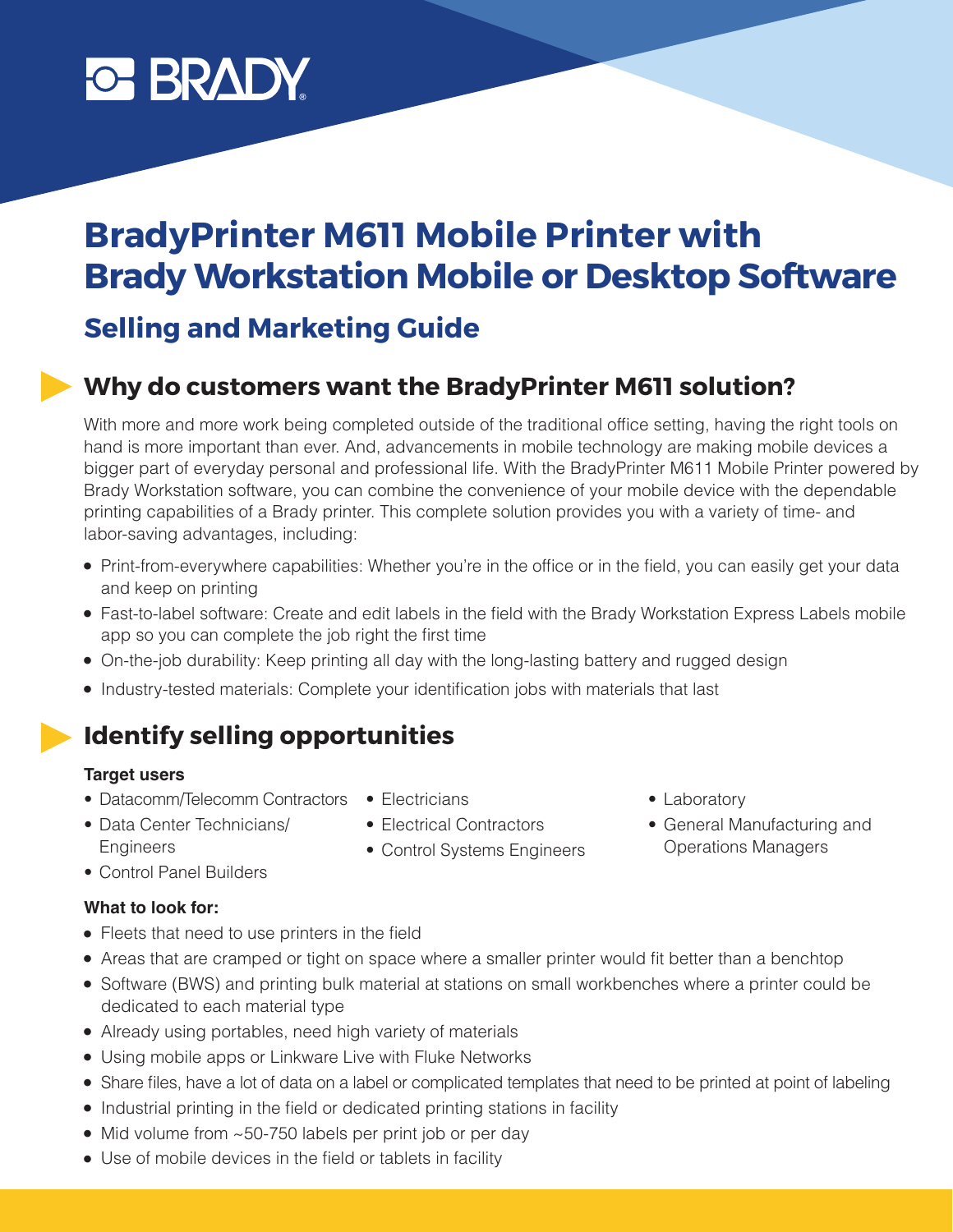BRADY

# BradyPrinter M611 Mobile Printer with Brady Workstation Mobile or Desktop Software

## Selling and Marketing Guide

## Why do customers want the BradyPrinter M611 solution?

With more and more work being completed outside of the traditional office setting, having the right tools on hand is more important than ever. And, advancements in mobile technology are making mobile devices a bigger part of everyday personal and professional life. With the BradyPrinter M611 Mobile Printer powered by Brady Workstation software, you can combine the convenience of your mobile device with the dependable printing capabilities of a Brady printer. This complete solution provides you with a variety of time- and labor-saving advantages, including:

- Print-from-everywhere capabilities: Whether you're in the office or in the field, you can easily get your data and keep on printing
- Fast-to-label software: Create and edit labels in the field with the Brady Workstation Express Labels mobile app so you can complete the job right the first time
- On-the-job durability: Keep printing all day with the long-lasting battery and rugged design
- Industry-tested materials: Complete your identification jobs with materials that last

## Identify selling opportunities

**Target users**

- Datacomm/Telecomm Contractors
- Data Center Technicians/ Engineers
- Control Panel Builders
- Electricians
- Electrical Contractors
- Control Systems Engineers
- Laboratory
- General Manufacturing and Operations Managers

**What to look for:**

- Fleets that need to use printers in the field
- Areas that are cramped or tight on space where a smaller printer would fit better than a benchtop
- Software (BWS) and printing bulk material at stations on small workbenches where a printer could be dedicated to each material type
- Already using portables, need high variety of materials
- Using mobile apps or Linkware Live with Fluke Networks
- Share files, have a lot of data on a label or complicated templates that need to be printed at point of labeling
- Industrial printing in the field or dedicated printing stations in facility
- Mid volume from ~50-750 labels per print job or per day
- Use of mobile devices in the field or tablets in facility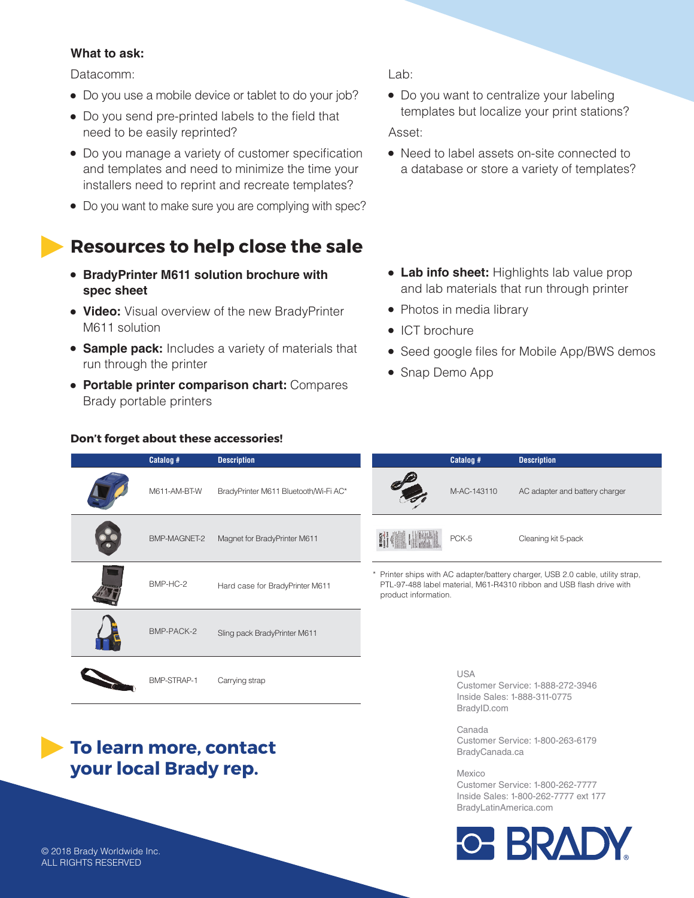**What to ask:**

Datacomm:

- Do you use a mobile device or tablet to do your job?
- Do you send pre-printed labels to the field that need to be easily reprinted?
- Do you manage a variety of customer specification and templates and need to minimize the time your installers need to reprint and recreate templates?
- Do you want to make sure you are complying with spec?

Lab:

- Do you want to centralize your labeling templates but localize your print stations?

Asset:

- Need to label assets on-site connected to a database or store a variety of templates?

## Resources to help close the sale

- **BradyPrinter M611 solution brochure with spec sheet**
- **Video:** Visual overview of the new BradyPrinter M611 solution
- **Sample pack:** Includes a variety of materials that run through the printer
- **Portable printer comparison chart:** Compares Brady portable printers
- **Lab info sheet:** Highlights lab value prop and lab materials that run through printer
- Photos in media library
- ICT brochure
- Seed google files for Mobile App/BWS demos
- Snap Demo App

**Don't forget about these accessories!**

| Catalog # | Description |
|---|---|
| M611-AM-BT-W | BradyPrinter M611 Bluetooth/Wi-Fi AC* |
| BMP-MAGNET-2 | Magnet for BradyPrinter M611 |
| BMP-HC-2 | Hard case for BradyPrinter M611 |
| BMP-PACK-2 | Sling pack BradyPrinter M611 |
| BMP-STRAP-1 | Carrying strap |
| M-AC-143110 | AC adapter and battery charger |
| PCK-5 | Cleaning kit 5-pack |

\* Printer ships with AC adapter/battery charger, USB 2.0 cable, utility strap, PTL-97-488 label material, M61-R4310 ribbon and USB flash drive with product information.

## To learn more, contact your local Brady rep.

USA
Customer Service: 1-888-272-3946
Inside Sales: 1-888-311-0775
BradyID.com

Canada
Customer Service: 1-800-263-6179
BradyCanada.ca

Mexico
Customer Service: 1-800-262-7777
Inside Sales: 1-800-262-7777 ext 177
BradyLatinAmerica.com

BRADY®

© 2018 Brady Worldwide Inc.
ALL RIGHTS RESERVED